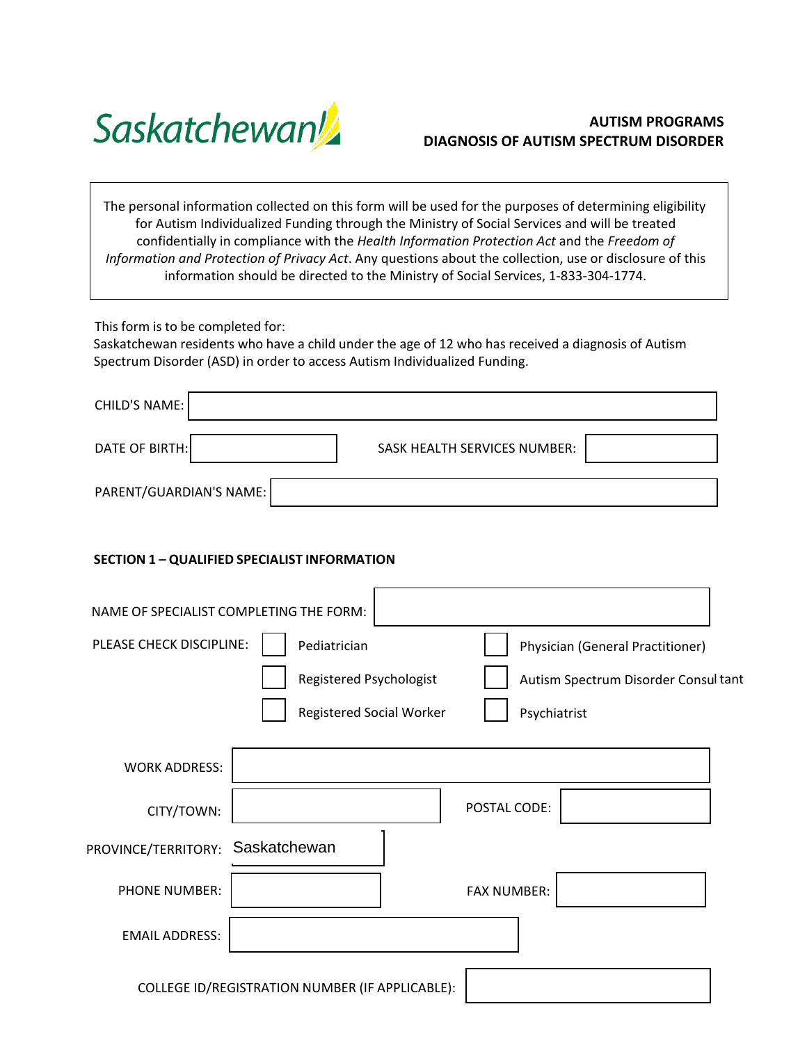Saskatchewan

**AUTISM PROGRAMS**
**DIAGNOSIS OF AUTISM SPECTRUM DISORDER**

The personal information collected on this form will be used for the purposes of determining eligibility for Autism Individualized Funding through the Ministry of Social Services and will be treated confidentially in compliance with the *Health Information Protection Act* and the *Freedom of Information and Protection of Privacy Act*. Any questions about the collection, use or disclosure of this information should be directed to the Ministry of Social Services, 1-833-304-1774.

This form is to be completed for:
Saskatchewan residents who have a child under the age of 12 who has received a diagnosis of Autism Spectrum Disorder (ASD) in order to access Autism Individualized Funding.

CHILD'S NAME: ____________________

DATE OF BIRTH: ____________________ SASK HEALTH SERVICES NUMBER: ____________________

PARENT/GUARDIAN'S NAME: ____________________

**SECTION 1 – QUALIFIED SPECIALIST INFORMATION**

NAME OF SPECIALIST COMPLETING THE FORM: ____________________

PLEASE CHECK DISCIPLINE:

- ☐ Pediatrician
- ☐ Physician (General Practitioner)
- ☐ Registered Psychologist
- ☐ Autism Spectrum Disorder Consultant
- ☐ Registered Social Worker
- ☐ Psychiatrist

WORK ADDRESS: ____________________

CITY/TOWN: ____________________ POSTAL CODE: ____________________

PROVINCE/TERRITORY: Saskatchewan

PHONE NUMBER: ____________________ FAX NUMBER: ____________________

EMAIL ADDRESS: ____________________

COLLEGE ID/REGISTRATION NUMBER (IF APPLICABLE): ____________________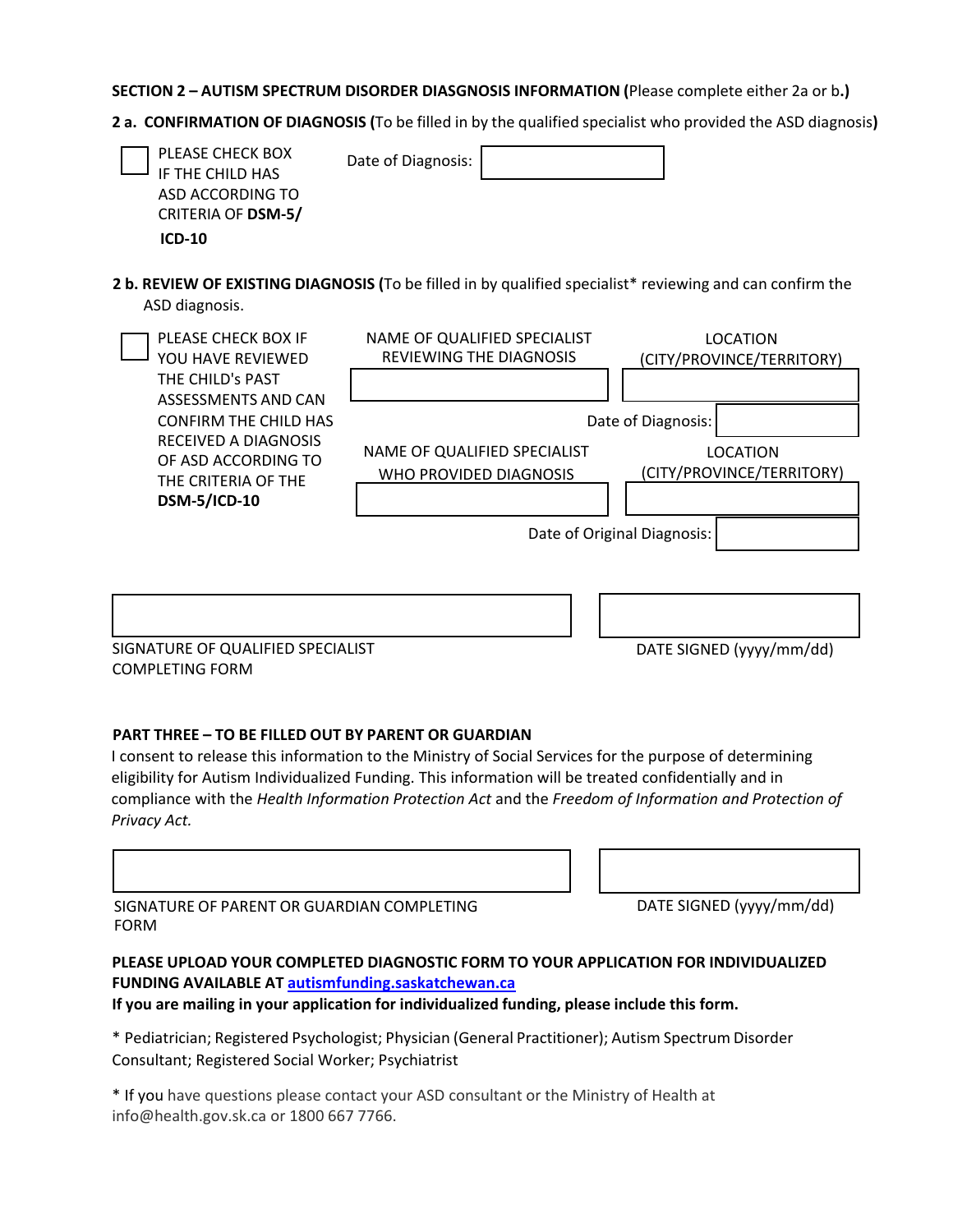**SECTION 2 – AUTISM SPECTRUM DISORDER DIASGNOSIS INFORMATION (**Please complete either 2a or b.**)**

**2 a. CONFIRMATION OF DIAGNOSIS (**To be filled in by the qualified specialist who provided the ASD diagnosis**)**

☐ PLEASE CHECK BOX IF THE CHILD HAS ASD ACCORDING TO CRITERIA OF **DSM-5/ ICD-10**

Date of Diagnosis: ____________

**2 b. REVIEW OF EXISTING DIAGNOSIS (**To be filled in by qualified specialist* reviewing and can confirm the ASD diagnosis.

☐ PLEASE CHECK BOX IF YOU HAVE REVIEWED THE CHILD's PAST ASSESSMENTS AND CAN CONFIRM THE CHILD HAS RECEIVED A DIAGNOSIS OF ASD ACCORDING TO THE CRITERIA OF THE **DSM-5/ICD-10**

| NAME OF QUALIFIED SPECIALIST REVIEWING THE DIAGNOSIS | LOCATION (CITY/PROVINCE/TERRITORY) |
| --- | --- |
| | |
| | Date of Diagnosis: |

| NAME OF QUALIFIED SPECIALIST WHO PROVIDED DIAGNOSIS | LOCATION (CITY/PROVINCE/TERRITORY) |
| --- | --- |
| | |
| | Date of Original Diagnosis: |

SIGNATURE OF QUALIFIED SPECIALIST COMPLETING FORM ____________

DATE SIGNED (yyyy/mm/dd) ____________

**PART THREE – TO BE FILLED OUT BY PARENT OR GUARDIAN**

I consent to release this information to the Ministry of Social Services for the purpose of determining eligibility for Autism Individualized Funding. This information will be treated confidentially and in compliance with the *Health Information Protection Act* and the *Freedom of Information and Protection of Privacy Act.*

SIGNATURE OF PARENT OR GUARDIAN COMPLETING FORM ____________

DATE SIGNED (yyyy/mm/dd) ____________

**PLEASE UPLOAD YOUR COMPLETED DIAGNOSTIC FORM TO YOUR APPLICATION FOR INDIVIDUALIZED FUNDING AVAILABLE AT [autismfunding.saskatchewan.ca](autismfunding.saskatchewan.ca)**

**If you are mailing in your application for individualized funding, please include this form.**

* Pediatrician; Registered Psychologist; Physician (General Practitioner); Autism Spectrum Disorder Consultant; Registered Social Worker; Psychiatrist

* If you have questions please contact your ASD consultant or the Ministry of Health at info@health.gov.sk.ca or 1800 667 7766.